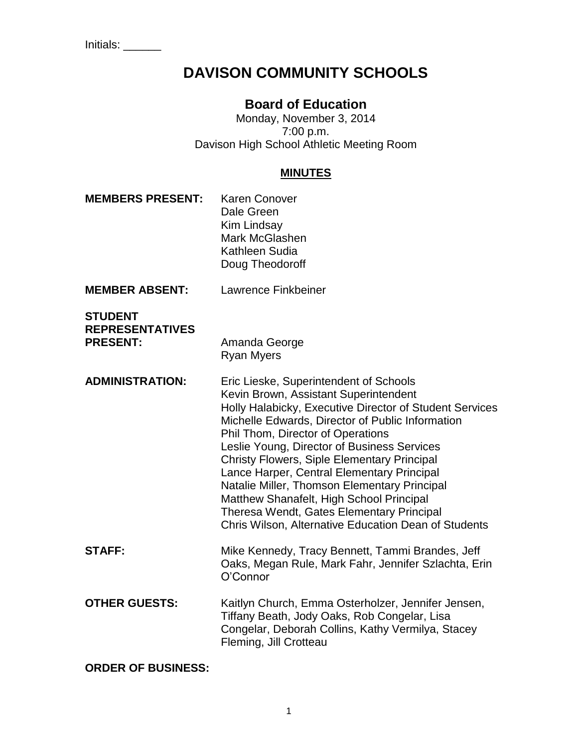Initials: ______

# DAVISON COMMUNITY SCHOOLS

## Board of Education

Monday, November 3, 2014
7:00 p.m.
Davison High School Athletic Meeting Room

**MINUTES**

**MEMBERS PRESENT:** Karen Conover
Dale Green
Kim Lindsay
Mark McGlashen
Kathleen Sudia
Doug Theodoroff

**MEMBER ABSENT:** Lawrence Finkbeiner

**STUDENT REPRESENTATIVES PRESENT:** Amanda George
Ryan Myers

**ADMINISTRATION:** Eric Lieske, Superintendent of Schools
Kevin Brown, Assistant Superintendent
Holly Halabicky, Executive Director of Student Services
Michelle Edwards, Director of Public Information
Phil Thom, Director of Operations
Leslie Young, Director of Business Services
Christy Flowers, Siple Elementary Principal
Lance Harper, Central Elementary Principal
Natalie Miller, Thomson Elementary Principal
Matthew Shanafelt, High School Principal
Theresa Wendt, Gates Elementary Principal
Chris Wilson, Alternative Education Dean of Students

**STAFF:** Mike Kennedy, Tracy Bennett, Tammi Brandes, Jeff Oaks, Megan Rule, Mark Fahr, Jennifer Szlachta, Erin O'Connor

**OTHER GUESTS:** Kaitlyn Church, Emma Osterholzer, Jennifer Jensen, Tiffany Beath, Jody Oaks, Rob Congelar, Lisa Congelar, Deborah Collins, Kathy Vermilya, Stacey Fleming, Jill Crotteau

**ORDER OF BUSINESS:**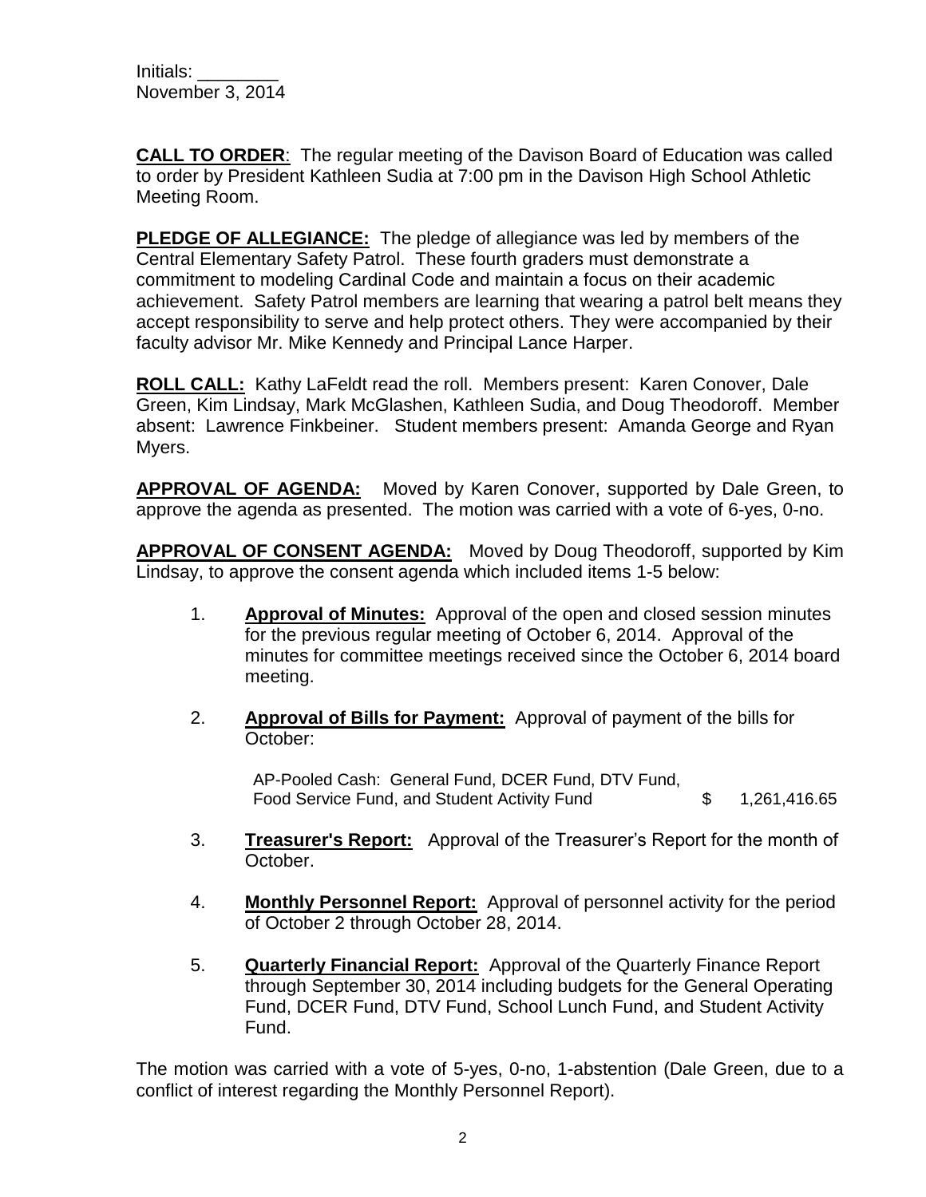Initials: ________
November 3, 2014

**CALL TO ORDER**: The regular meeting of the Davison Board of Education was called to order by President Kathleen Sudia at 7:00 pm in the Davison High School Athletic Meeting Room.

**PLEDGE OF ALLEGIANCE:** The pledge of allegiance was led by members of the Central Elementary Safety Patrol. These fourth graders must demonstrate a commitment to modeling Cardinal Code and maintain a focus on their academic achievement. Safety Patrol members are learning that wearing a patrol belt means they accept responsibility to serve and help protect others. They were accompanied by their faculty advisor Mr. Mike Kennedy and Principal Lance Harper.

**ROLL CALL:** Kathy LaFeldt read the roll. Members present: Karen Conover, Dale Green, Kim Lindsay, Mark McGlashen, Kathleen Sudia, and Doug Theodoroff. Member absent: Lawrence Finkbeiner. Student members present: Amanda George and Ryan Myers.

**APPROVAL OF AGENDA:** Moved by Karen Conover, supported by Dale Green, to approve the agenda as presented. The motion was carried with a vote of 6-yes, 0-no.

**APPROVAL OF CONSENT AGENDA:** Moved by Doug Theodoroff, supported by Kim Lindsay, to approve the consent agenda which included items 1-5 below:

1. **Approval of Minutes:** Approval of the open and closed session minutes for the previous regular meeting of October 6, 2014. Approval of the minutes for committee meetings received since the October 6, 2014 board meeting.

2. **Approval of Bills for Payment:** Approval of payment of the bills for October:

   AP-Pooled Cash: General Fund, DCER Fund, DTV Fund, Food Service Fund, and Student Activity Fund $ 1,261,416.65

3. **Treasurer's Report:** Approval of the Treasurer's Report for the month of October.

4. **Monthly Personnel Report:** Approval of personnel activity for the period of October 2 through October 28, 2014.

5. **Quarterly Financial Report:** Approval of the Quarterly Finance Report through September 30, 2014 including budgets for the General Operating Fund, DCER Fund, DTV Fund, School Lunch Fund, and Student Activity Fund.

The motion was carried with a vote of 5-yes, 0-no, 1-abstention (Dale Green, due to a conflict of interest regarding the Monthly Personnel Report).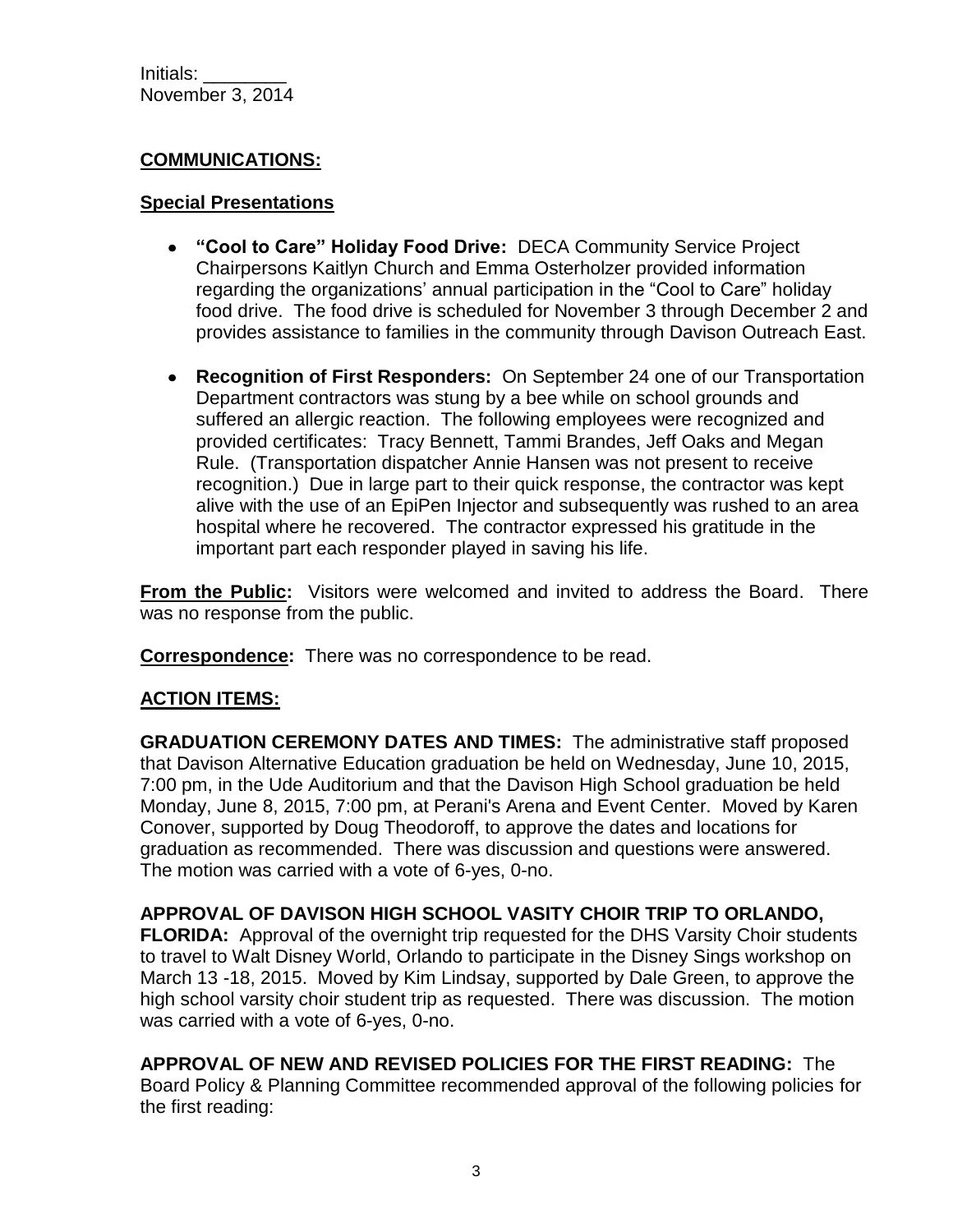Initials: ________
November 3, 2014

**COMMUNICATIONS:**

**Special Presentations**

- **"Cool to Care" Holiday Food Drive:** DECA Community Service Project Chairpersons Kaitlyn Church and Emma Osterholzer provided information regarding the organizations' annual participation in the "Cool to Care" holiday food drive. The food drive is scheduled for November 3 through December 2 and provides assistance to families in the community through Davison Outreach East.
- **Recognition of First Responders:** On September 24 one of our Transportation Department contractors was stung by a bee while on school grounds and suffered an allergic reaction. The following employees were recognized and provided certificates: Tracy Bennett, Tammi Brandes, Jeff Oaks and Megan Rule. (Transportation dispatcher Annie Hansen was not present to receive recognition.) Due in large part to their quick response, the contractor was kept alive with the use of an EpiPen Injector and subsequently was rushed to an area hospital where he recovered. The contractor expressed his gratitude in the important part each responder played in saving his life.

**From the Public:** Visitors were welcomed and invited to address the Board. There was no response from the public.

**Correspondence:** There was no correspondence to be read.

**ACTION ITEMS:**

**GRADUATION CEREMONY DATES AND TIMES:** The administrative staff proposed that Davison Alternative Education graduation be held on Wednesday, June 10, 2015, 7:00 pm, in the Ude Auditorium and that the Davison High School graduation be held Monday, June 8, 2015, 7:00 pm, at Perani's Arena and Event Center. Moved by Karen Conover, supported by Doug Theodoroff, to approve the dates and locations for graduation as recommended. There was discussion and questions were answered. The motion was carried with a vote of 6-yes, 0-no.

**APPROVAL OF DAVISON HIGH SCHOOL VASITY CHOIR TRIP TO ORLANDO, FLORIDA:** Approval of the overnight trip requested for the DHS Varsity Choir students to travel to Walt Disney World, Orlando to participate in the Disney Sings workshop on March 13 -18, 2015. Moved by Kim Lindsay, supported by Dale Green, to approve the high school varsity choir student trip as requested. There was discussion. The motion was carried with a vote of 6-yes, 0-no.

**APPROVAL OF NEW AND REVISED POLICIES FOR THE FIRST READING:** The Board Policy & Planning Committee recommended approval of the following policies for the first reading: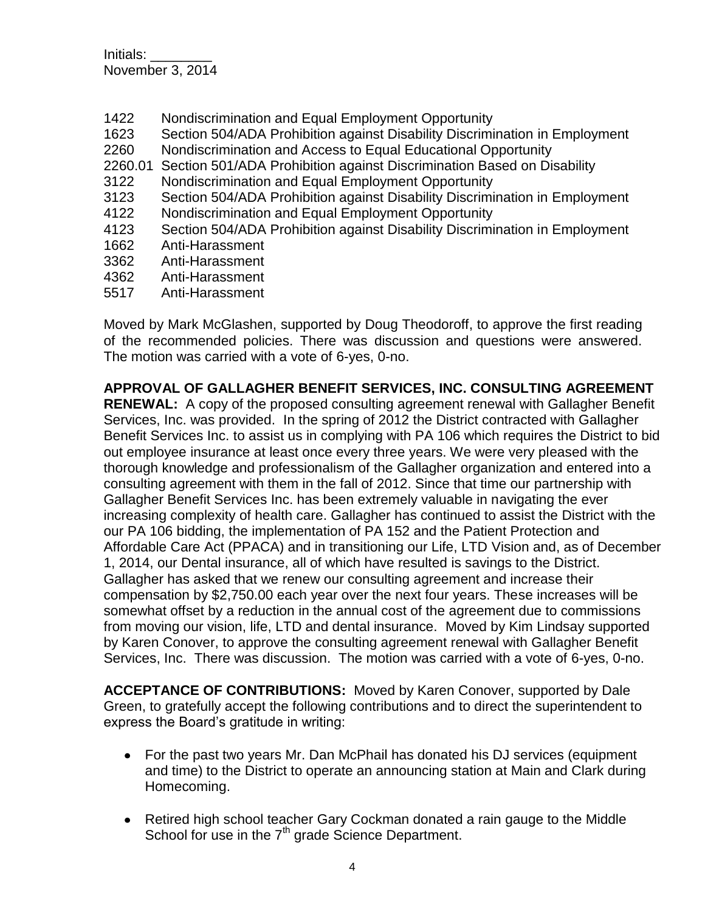Initials: ________
November 3, 2014

1422 Nondiscrimination and Equal Employment Opportunity
1623 Section 504/ADA Prohibition against Disability Discrimination in Employment
2260 Nondiscrimination and Access to Equal Educational Opportunity
2260.01 Section 501/ADA Prohibition against Discrimination Based on Disability
3122 Nondiscrimination and Equal Employment Opportunity
3123 Section 504/ADA Prohibition against Disability Discrimination in Employment
4122 Nondiscrimination and Equal Employment Opportunity
4123 Section 504/ADA Prohibition against Disability Discrimination in Employment
1662 Anti-Harassment
3362 Anti-Harassment
4362 Anti-Harassment
5517 Anti-Harassment

Moved by Mark McGlashen, supported by Doug Theodoroff, to approve the first reading of the recommended policies. There was discussion and questions were answered. The motion was carried with a vote of 6-yes, 0-no.

**APPROVAL OF GALLAGHER BENEFIT SERVICES, INC. CONSULTING AGREEMENT RENEWAL:** A copy of the proposed consulting agreement renewal with Gallagher Benefit Services, Inc. was provided. In the spring of 2012 the District contracted with Gallagher Benefit Services Inc. to assist us in complying with PA 106 which requires the District to bid out employee insurance at least once every three years. We were very pleased with the thorough knowledge and professionalism of the Gallagher organization and entered into a consulting agreement with them in the fall of 2012. Since that time our partnership with Gallagher Benefit Services Inc. has been extremely valuable in navigating the ever increasing complexity of health care. Gallagher has continued to assist the District with the our PA 106 bidding, the implementation of PA 152 and the Patient Protection and Affordable Care Act (PPACA) and in transitioning our Life, LTD Vision and, as of December 1, 2014, our Dental insurance, all of which have resulted is savings to the District. Gallagher has asked that we renew our consulting agreement and increase their compensation by $2,750.00 each year over the next four years. These increases will be somewhat offset by a reduction in the annual cost of the agreement due to commissions from moving our vision, life, LTD and dental insurance. Moved by Kim Lindsay supported by Karen Conover, to approve the consulting agreement renewal with Gallagher Benefit Services, Inc. There was discussion. The motion was carried with a vote of 6-yes, 0-no.

**ACCEPTANCE OF CONTRIBUTIONS:** Moved by Karen Conover, supported by Dale Green, to gratefully accept the following contributions and to direct the superintendent to express the Board's gratitude in writing:

- For the past two years Mr. Dan McPhail has donated his DJ services (equipment and time) to the District to operate an announcing station at Main and Clark during Homecoming.

- Retired high school teacher Gary Cockman donated a rain gauge to the Middle School for use in the 7th grade Science Department.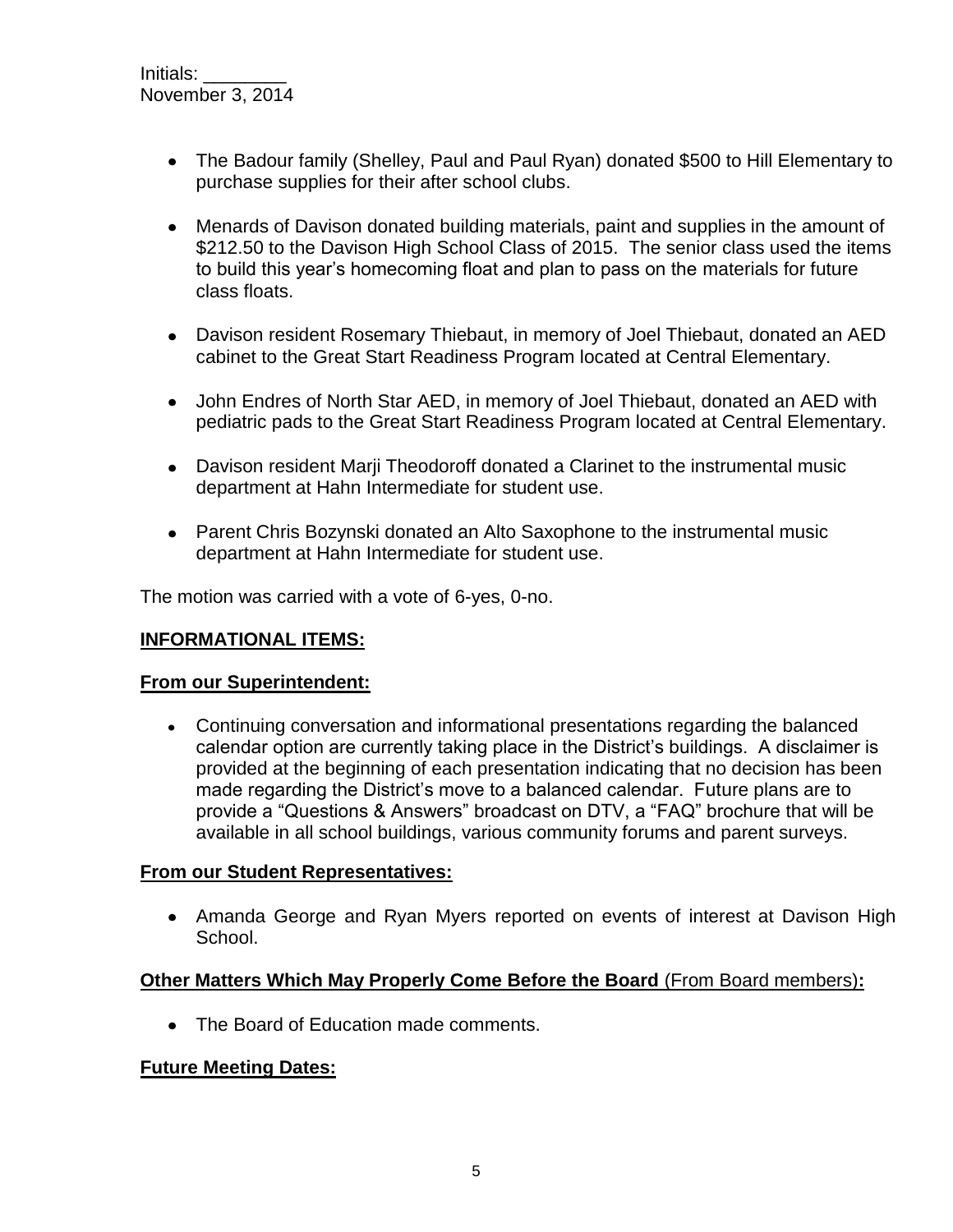Initials: ________
November 3, 2014

- The Badour family (Shelley, Paul and Paul Ryan) donated $500 to Hill Elementary to purchase supplies for their after school clubs.

- Menards of Davison donated building materials, paint and supplies in the amount of $212.50 to the Davison High School Class of 2015. The senior class used the items to build this year's homecoming float and plan to pass on the materials for future class floats.

- Davison resident Rosemary Thiebaut, in memory of Joel Thiebaut, donated an AED cabinet to the Great Start Readiness Program located at Central Elementary.

- John Endres of North Star AED, in memory of Joel Thiebaut, donated an AED with pediatric pads to the Great Start Readiness Program located at Central Elementary.

- Davison resident Marji Theodoroff donated a Clarinet to the instrumental music department at Hahn Intermediate for student use.

- Parent Chris Bozynski donated an Alto Saxophone to the instrumental music department at Hahn Intermediate for student use.

The motion was carried with a vote of 6-yes, 0-no.

## INFORMATIONAL ITEMS:

### From our Superintendent:

- Continuing conversation and informational presentations regarding the balanced calendar option are currently taking place in the District's buildings. A disclaimer is provided at the beginning of each presentation indicating that no decision has been made regarding the District's move to a balanced calendar. Future plans are to provide a "Questions & Answers" broadcast on DTV, a "FAQ" brochure that will be available in all school buildings, various community forums and parent surveys.

### From our Student Representatives:

- Amanda George and Ryan Myers reported on events of interest at Davison High School.

### Other Matters Which May Properly Come Before the Board (From Board members):

- The Board of Education made comments.

### Future Meeting Dates: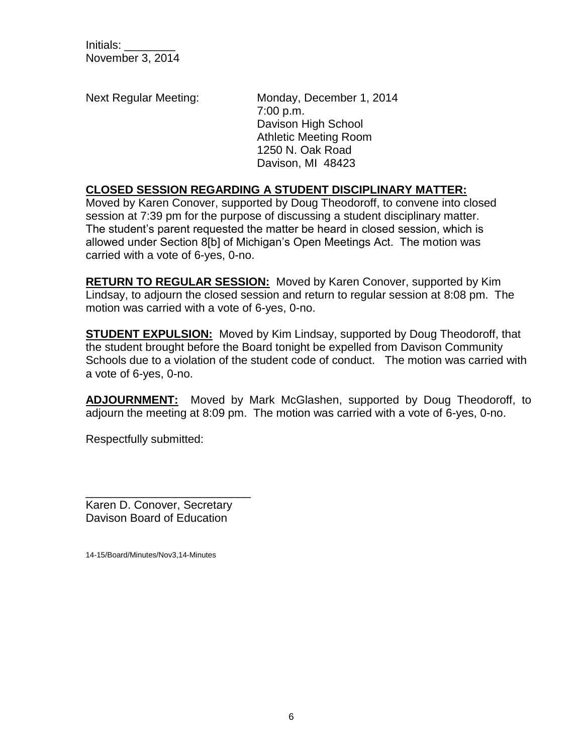Initials: ________
November 3, 2014

Next Regular Meeting: Monday, December 1, 2014
7:00 p.m.
Davison High School
Athletic Meeting Room
1250 N. Oak Road
Davison, MI 48423

**CLOSED SESSION REGARDING A STUDENT DISCIPLINARY MATTER:**
Moved by Karen Conover, supported by Doug Theodoroff, to convene into closed session at 7:39 pm for the purpose of discussing a student disciplinary matter. The student's parent requested the matter be heard in closed session, which is allowed under Section 8[b] of Michigan's Open Meetings Act. The motion was carried with a vote of 6-yes, 0-no.

**RETURN TO REGULAR SESSION:** Moved by Karen Conover, supported by Kim Lindsay, to adjourn the closed session and return to regular session at 8:08 pm. The motion was carried with a vote of 6-yes, 0-no.

**STUDENT EXPULSION:** Moved by Kim Lindsay, supported by Doug Theodoroff, that the student brought before the Board tonight be expelled from Davison Community Schools due to a violation of the student code of conduct. The motion was carried with a vote of 6-yes, 0-no.

**ADJOURNMENT:** Moved by Mark McGlashen, supported by Doug Theodoroff, to adjourn the meeting at 8:09 pm. The motion was carried with a vote of 6-yes, 0-no.

Respectfully submitted:

___________________________
Karen D. Conover, Secretary
Davison Board of Education

14-15/Board/Minutes/Nov3,14-Minutes